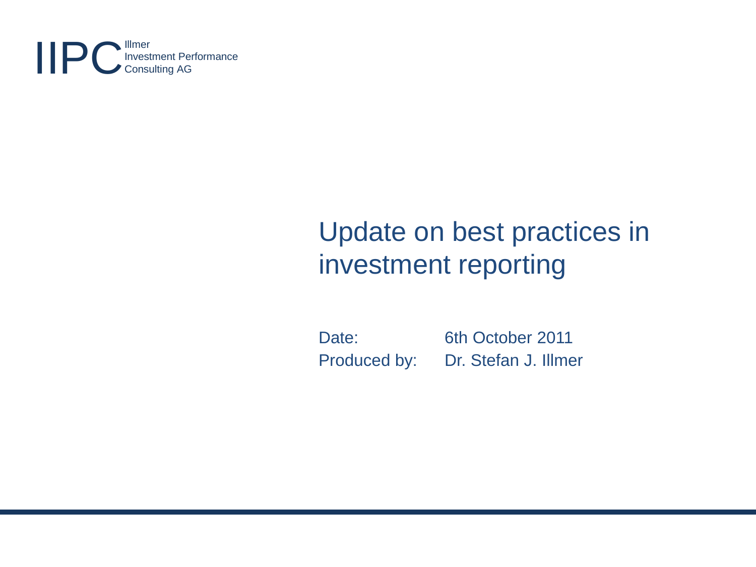IIPC Illmer Investment Performance Consulting AG

# Update on best practices in investment reporting

Date: 6th October 2011

Produced by: Dr. Stefan J. Illmer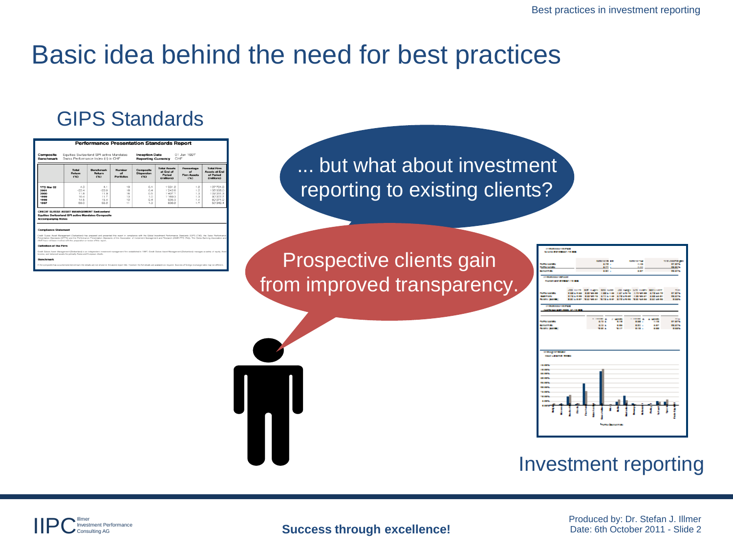# Basic idea behind the need for best practices

## GIPS Standards

**Performance Presentation Standards Report**

| Composite | Equities Switzerland SPI active Mandates | Inception Date | 01 Jan 1997 |
|---|---|---|---|
| Benchmark | Swiss Performance Index (tr) in CHF | Reporting Currency | CHF |

| | Total Return (%) | Benchmark Return (%) | Number of Portfolios | Composite Dispersion (%) | Total Assets at End of Period (millions) | Percentage of Firm Assets (%) | Total Firm Assets at End of Period (millions) |
|---|---|---|---|---|---|---|---|
| YTD Mar 02 | 4.3 | 4.1 | 19 | 0.1 | 1'331.2 | 1.2 | 107'701.8 |
| 2001 | -22.4 | -22.0 | 16 | 0.4 | 1'242.6 | 1.2 | 105'906.0 |
| 2000 | 11.8 | 11.9 | 16 | 0.5 | 1'407.7 | 1.3 | 102'281.5 |
| 1999 | 10.4 | 11.7 | 13 | 1.0 | 1'169.3 | 1.3 | 92'207.7 |
| 1998 | 14.5 | 15.4 | 12 | 2.4 | 936.3 | 1.4 | 80'271.2 |
| 1997 | 59.0 | 55.2 | 11 | 1.2 | 836.2 | 1.7 | 52'342.4 |

**CREDIT SUISSE ASSET MANAGEMENT Switzerland**
**Equities Switzerland SPI active Mandates Composite**
**Accompanying Notes**

**Compliance Statement**

**Definition of the Firm**

**Benchmark**

... but what about investment reporting to existing clients?

Prospective clients gain from improved transparency.

## Investment reporting

**Success through excellence!**

Produced by: Dr. Stefan J. Illmer
Date: 6th October 2011 - Slide 2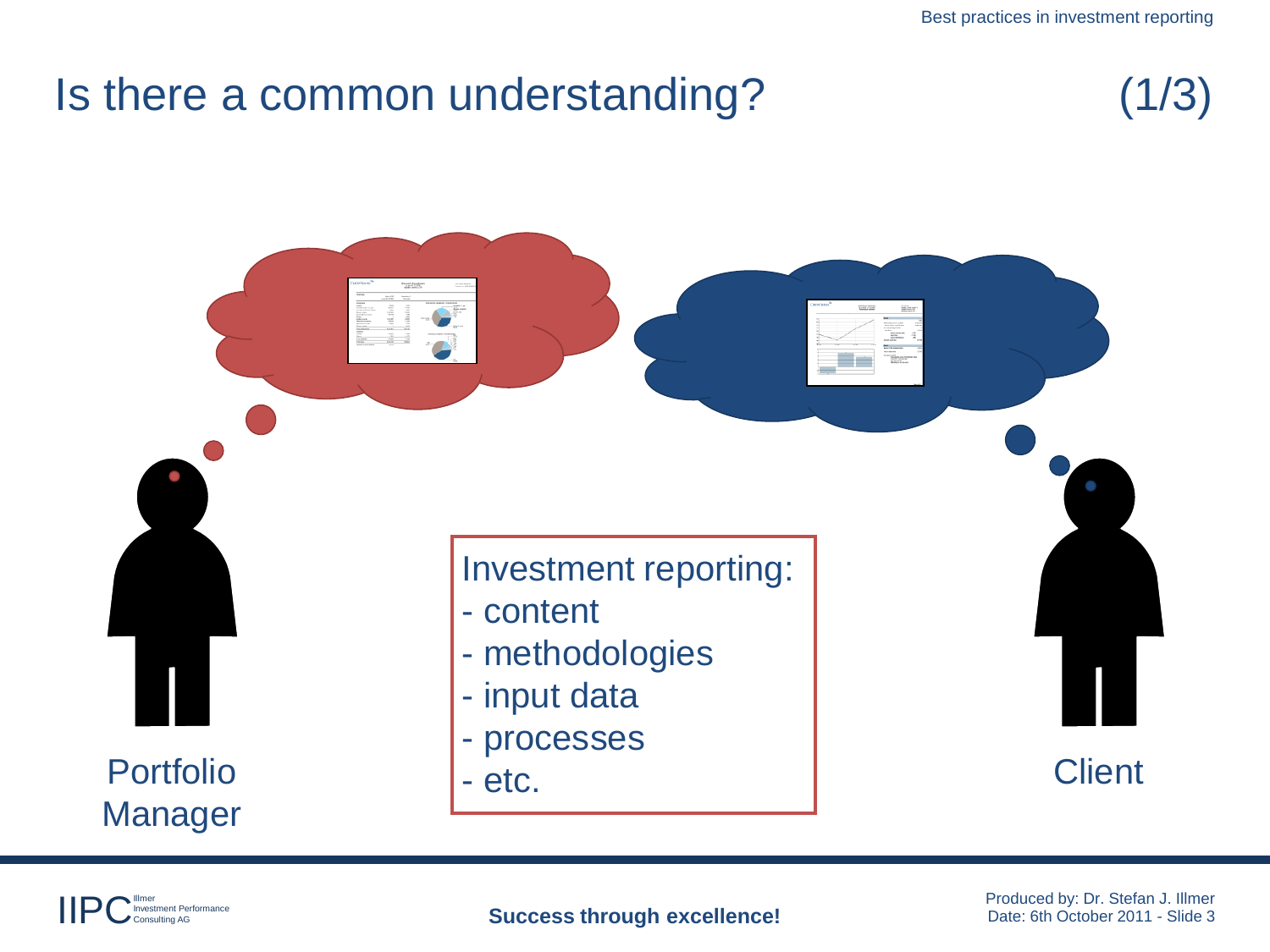# Is there a common understanding? (1/3)

Investment reporting:
- content
- methodologies
- input data
- processes
- etc.

Portfolio Manager

Client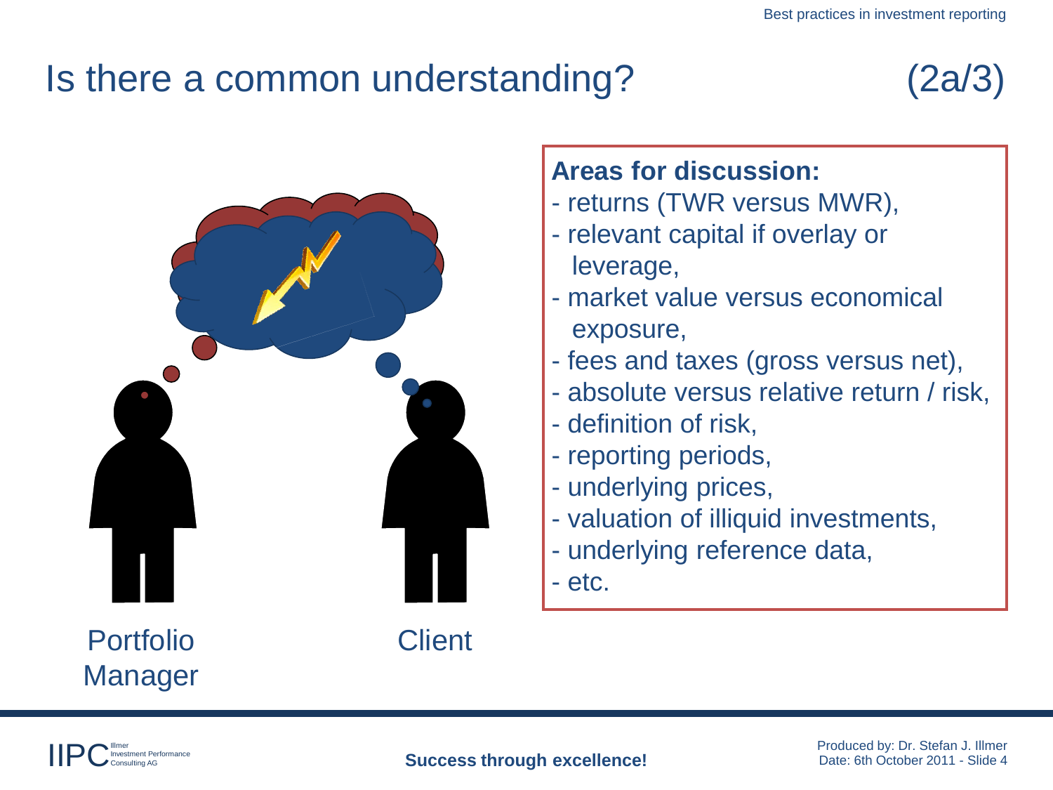# Is there a common understanding? (2a/3)

Portfolio Manager

Client

**Areas for discussion:**

- returns (TWR versus MWR),
- relevant capital if overlay or leverage,
- market value versus economical exposure,
- fees and taxes (gross versus net),
- absolute versus relative return / risk,
- definition of risk,
- reporting periods,
- underlying prices,
- valuation of illiquid investments,
- underlying reference data,
- etc.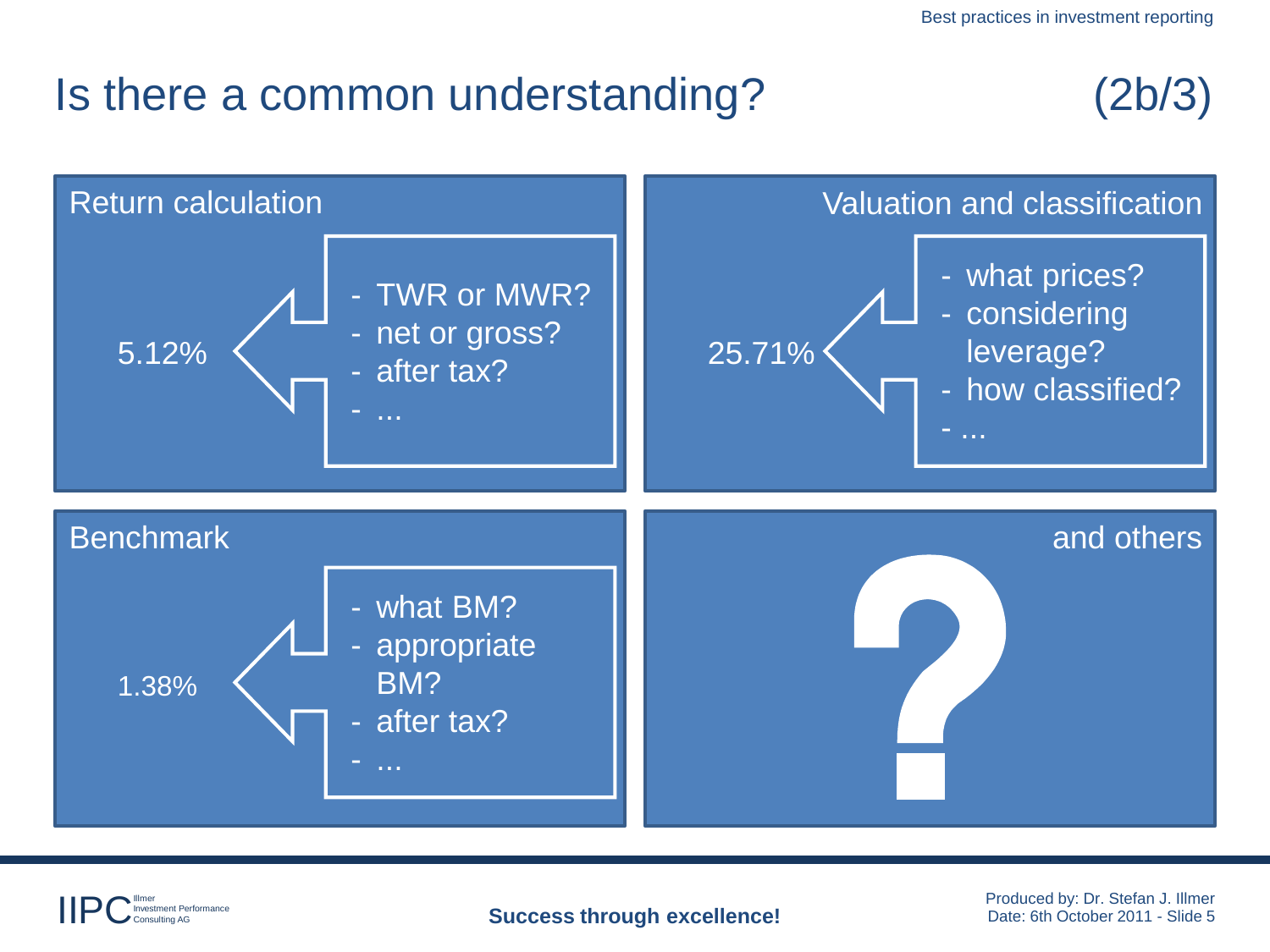# Is there a common understanding? (2b/3)

## Return calculation

5.12%

- TWR or MWR?
- net or gross?
- after tax?
- ...

## Valuation and classification

25.71%

- what prices?
- considering leverage?
- how classified?
- ...

## Benchmark

1.38%

- what BM?
- appropriate BM?
- after tax?
- ...

## and others

?

**Success through excellence!**

Produced by: Dr. Stefan J. Illmer
Date: 6th October 2011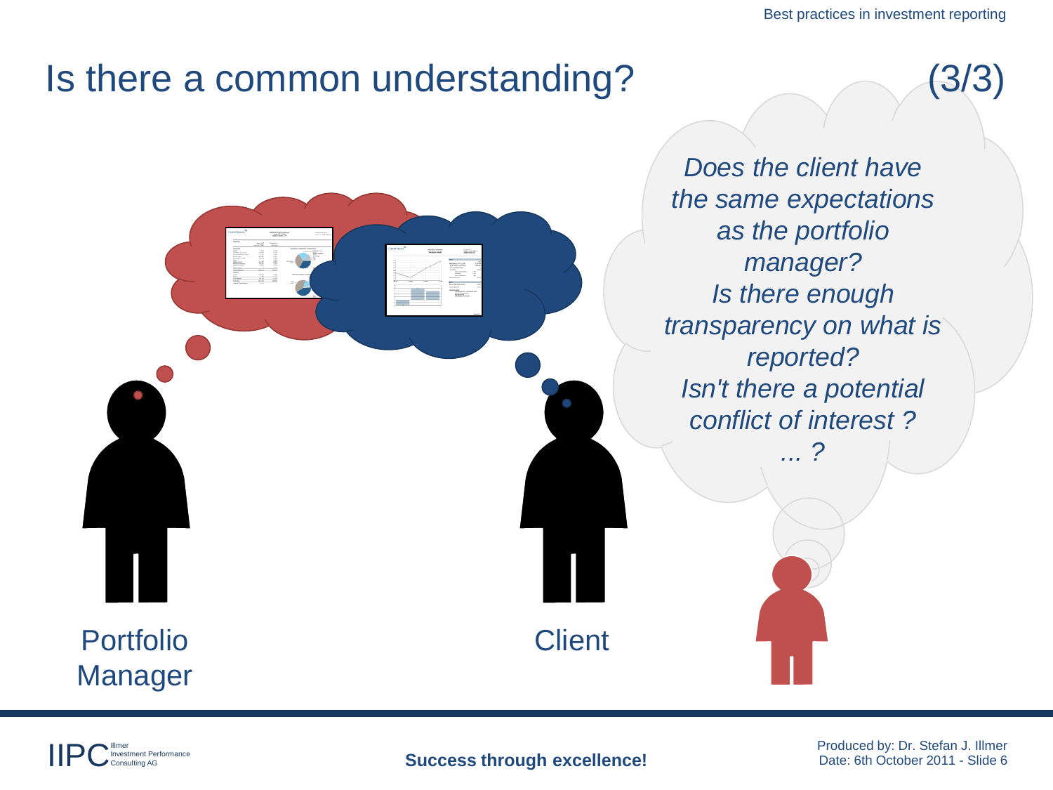# Is there a common understanding? (3/3)

*Does the client have the same expectations as the portfolio manager?*
*Is there enough transparency on what is reported?*
*Isn't there a potential conflict of interest ?*
*... ?*

Portfolio Manager

Client

**Success through excellence!**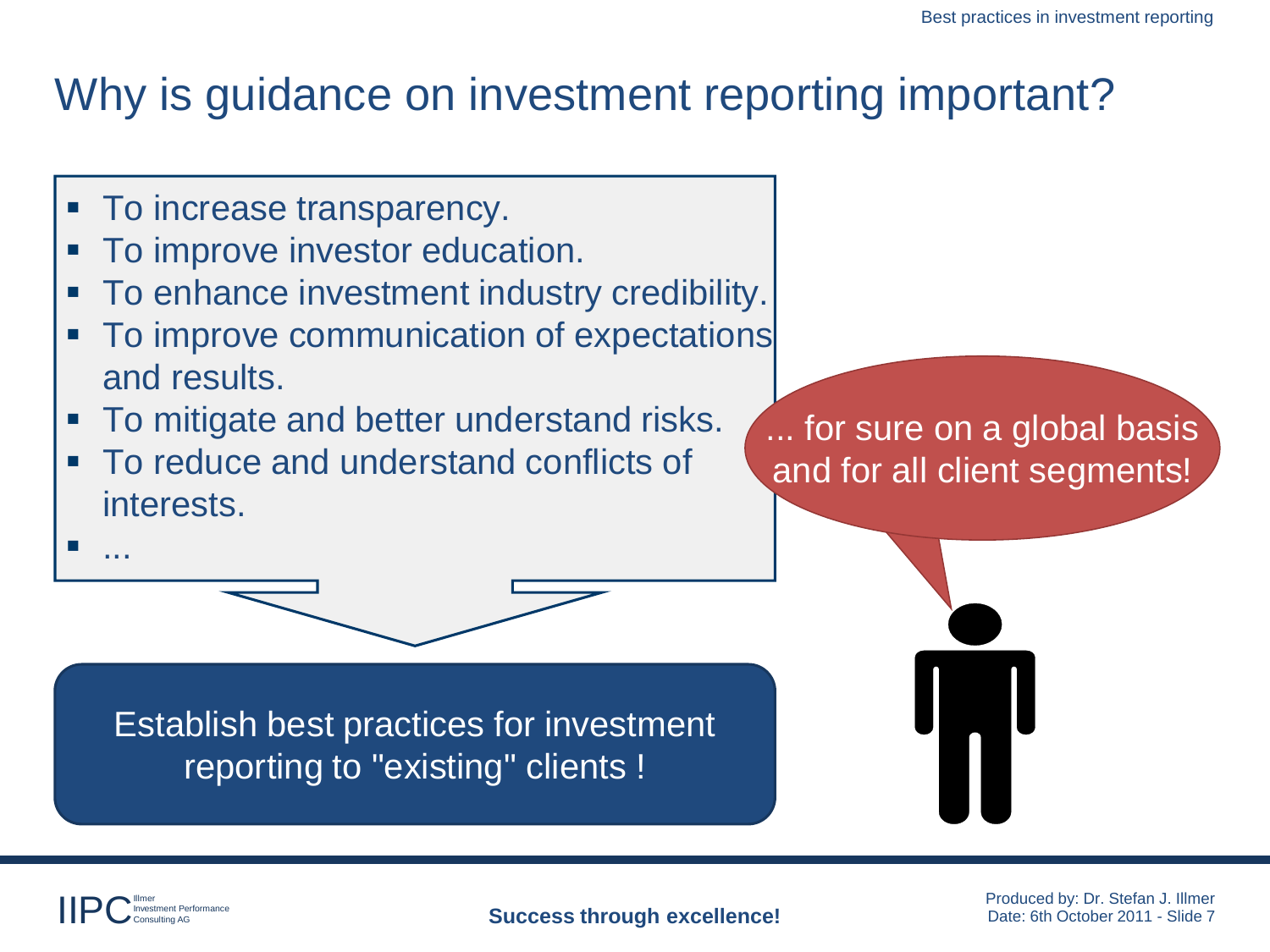# Why is guidance on investment reporting important?

- To increase transparency.
- To improve investor education.
- To enhance investment industry credibility.
- To improve communication of expectations and results.
- To mitigate and better understand risks.
- To reduce and understand conflicts of interests.
- ...

Establish best practices for investment reporting to "existing" clients !

... for sure on a global basis and for all client segments!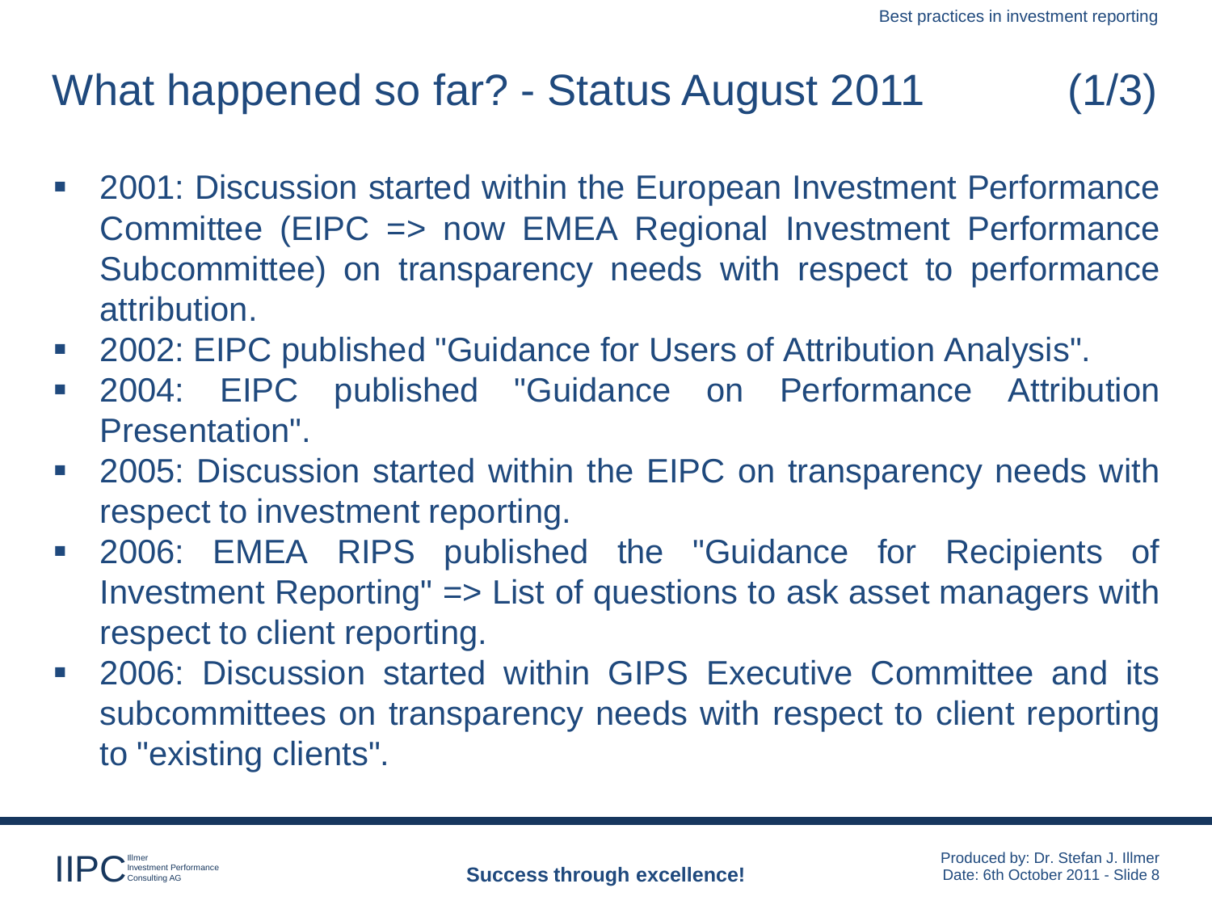# What happened so far? - Status August 2011 (1/3)

- 2001: Discussion started within the European Investment Performance Committee (EIPC => now EMEA Regional Investment Performance Subcommittee) on transparency needs with respect to performance attribution.
- 2002: EIPC published "Guidance for Users of Attribution Analysis".
- 2004: EIPC published "Guidance on Performance Attribution Presentation".
- 2005: Discussion started within the EIPC on transparency needs with respect to investment reporting.
- 2006: EMEA RIPS published the "Guidance for Recipients of Investment Reporting" => List of questions to ask asset managers with respect to client reporting.
- 2006: Discussion started within GIPS Executive Committee and its subcommittees on transparency needs with respect to client reporting to "existing clients".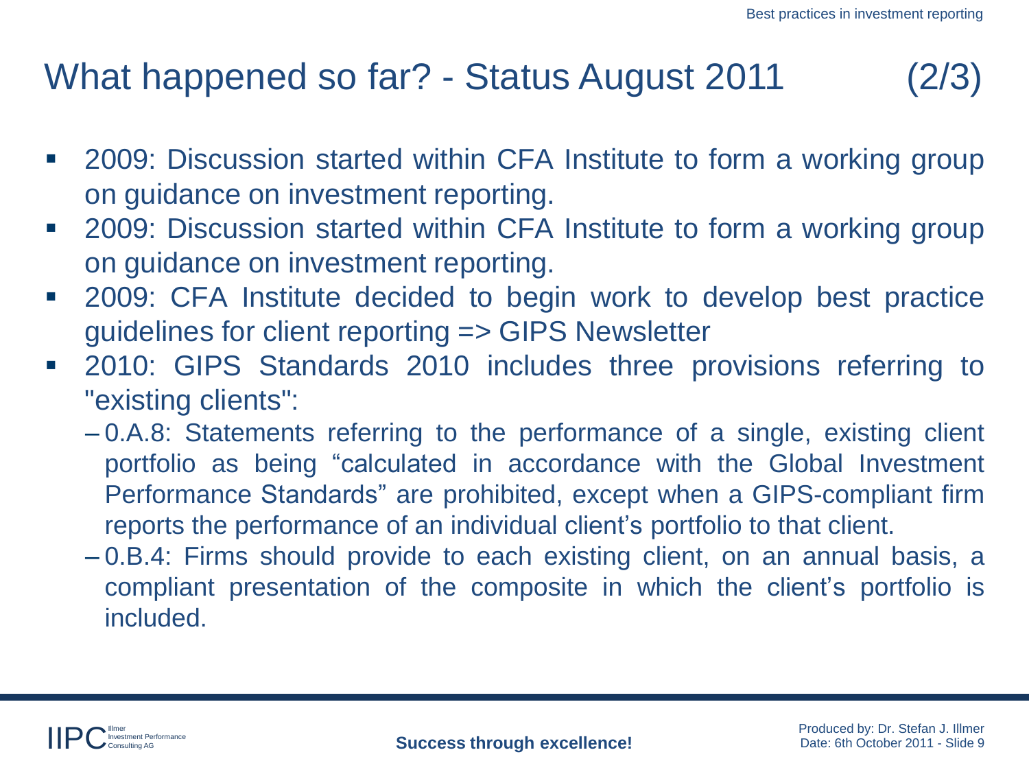# What happened so far? - Status August 2011 (2/3)

- 2009: Discussion started within CFA Institute to form a working group on guidance on investment reporting.
- 2009: Discussion started within CFA Institute to form a working group on guidance on investment reporting.
- 2009: CFA Institute decided to begin work to develop best practice guidelines for client reporting => GIPS Newsletter
- 2010: GIPS Standards 2010 includes three provisions referring to "existing clients":
  - 0.A.8: Statements referring to the performance of a single, existing client portfolio as being “calculated in accordance with the Global Investment Performance Standards” are prohibited, except when a GIPS-compliant firm reports the performance of an individual client’s portfolio to that client.
  - 0.B.4: Firms should provide to each existing client, on an annual basis, a compliant presentation of the composite in which the client’s portfolio is included.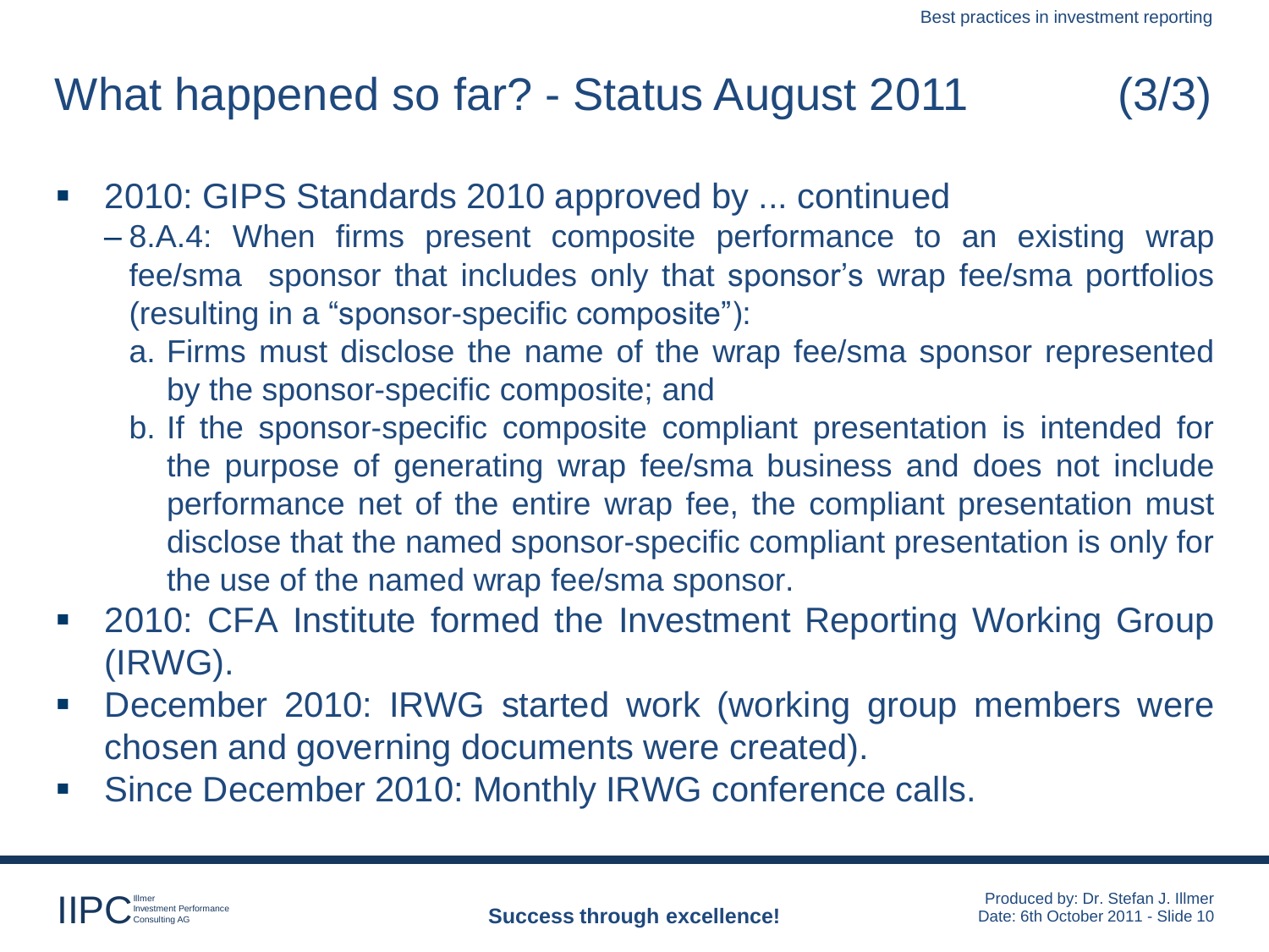# What happened so far? - Status August 2011 (3/3)

- 2010: GIPS Standards 2010 approved by ... continued
  - 8.A.4: When firms present composite performance to an existing wrap fee/sma sponsor that includes only that sponsor's wrap fee/sma portfolios (resulting in a "sponsor-specific composite"):
    a. Firms must disclose the name of the wrap fee/sma sponsor represented by the sponsor-specific composite; and
    b. If the sponsor-specific composite compliant presentation is intended for the purpose of generating wrap fee/sma business and does not include performance net of the entire wrap fee, the compliant presentation must disclose that the named sponsor-specific compliant presentation is only for the use of the named wrap fee/sma sponsor.
- 2010: CFA Institute formed the Investment Reporting Working Group (IRWG).
- December 2010: IRWG started work (working group members were chosen and governing documents were created).
- Since December 2010: Monthly IRWG conference calls.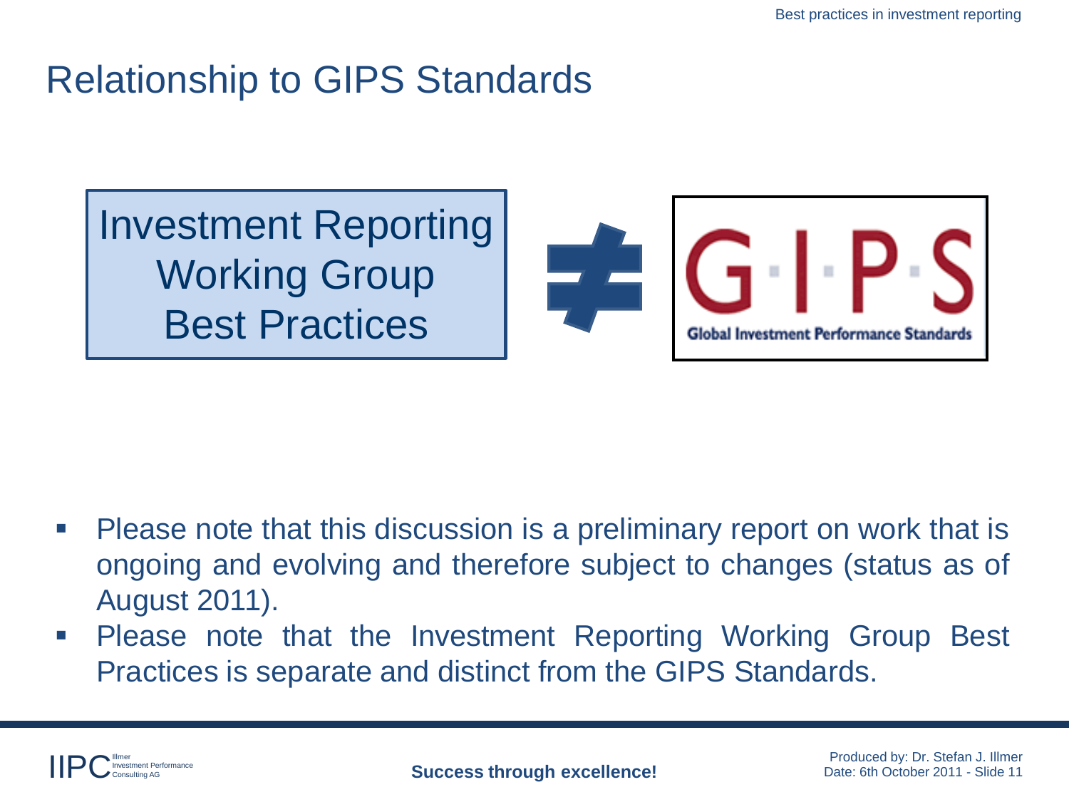# Relationship to GIPS Standards

Investment Reporting Working Group Best Practices ≠ G·I·P·S Global Investment Performance Standards

- Please note that this discussion is a preliminary report on work that is ongoing and evolving and therefore subject to changes (status as of August 2011).
- Please note that the Investment Reporting Working Group Best Practices is separate and distinct from the GIPS Standards.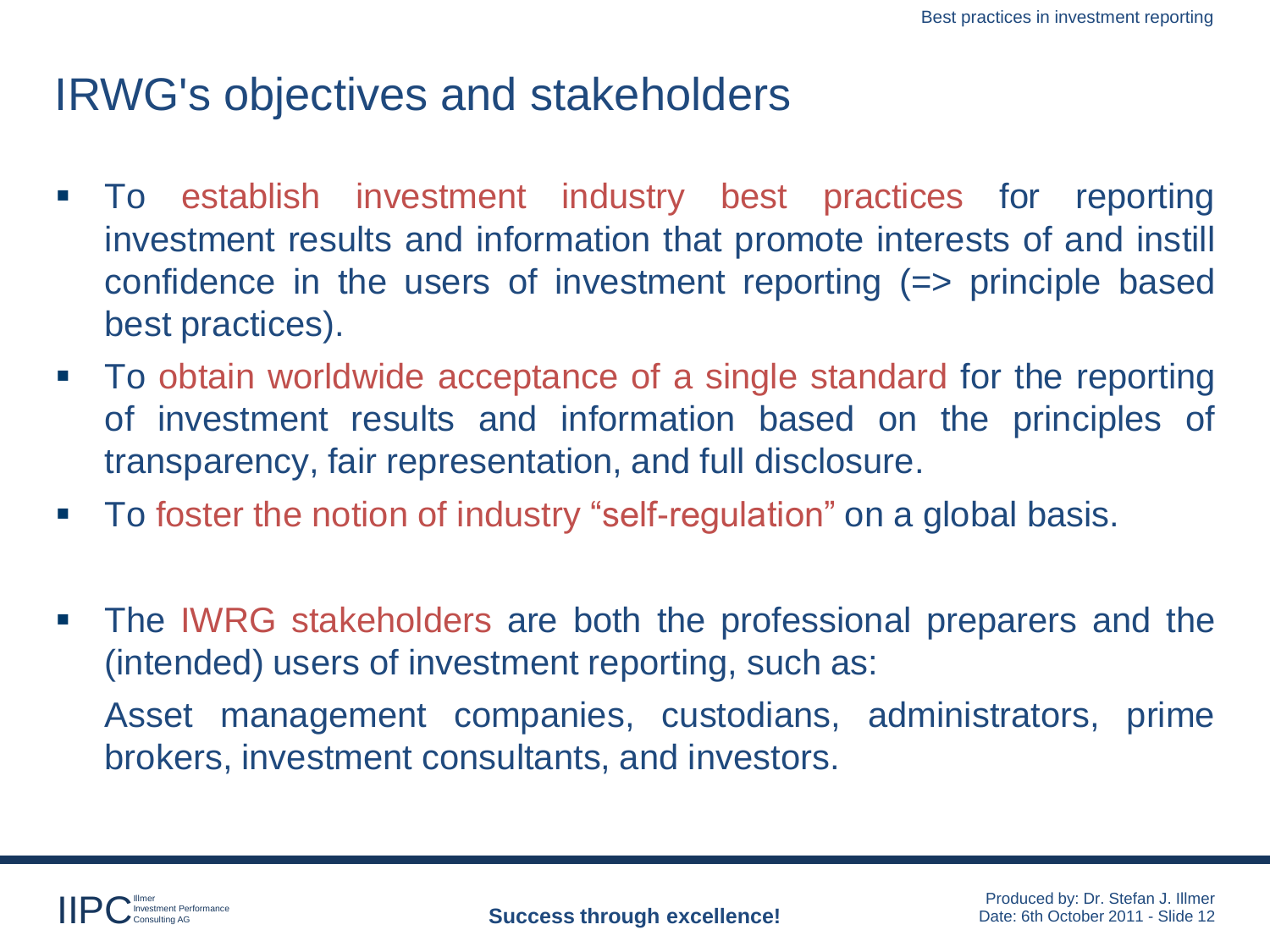# IRWG's objectives and stakeholders

- To establish investment industry best practices for reporting investment results and information that promote interests of and instill confidence in the users of investment reporting (=> principle based best practices).
- To obtain worldwide acceptance of a single standard for the reporting of investment results and information based on the principles of transparency, fair representation, and full disclosure.
- To foster the notion of industry "self-regulation" on a global basis.

- The IWRG stakeholders are both the professional preparers and the (intended) users of investment reporting, such as:

  Asset management companies, custodians, administrators, prime brokers, investment consultants, and investors.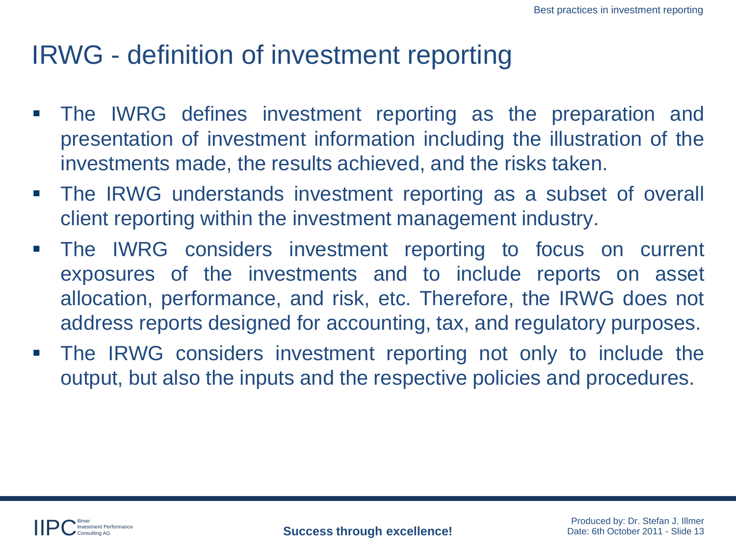# IRWG - definition of investment reporting

- The IWRG defines investment reporting as the preparation and presentation of investment information including the illustration of the investments made, the results achieved, and the risks taken.
- The IRWG understands investment reporting as a subset of overall client reporting within the investment management industry.
- The IWRG considers investment reporting to focus on current exposures of the investments and to include reports on asset allocation, performance, and risk, etc. Therefore, the IRWG does not address reports designed for accounting, tax, and regulatory purposes.
- The IRWG considers investment reporting not only to include the output, but also the inputs and the respective policies and procedures.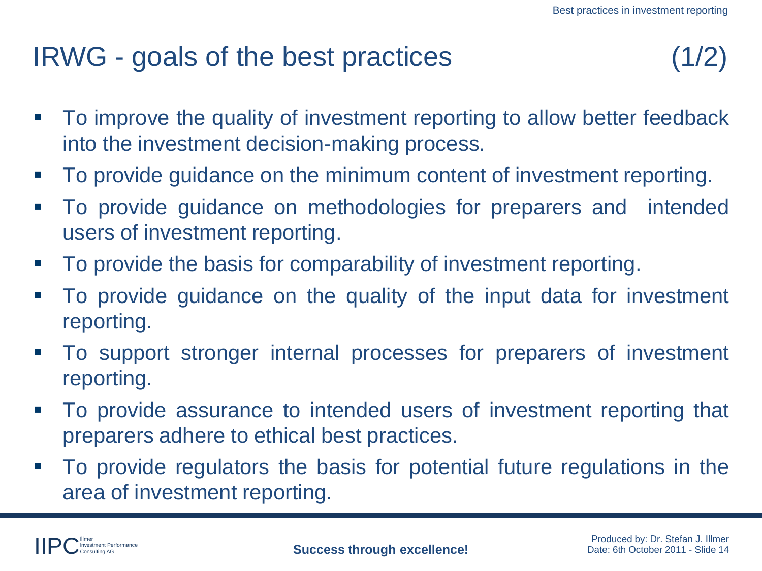# IRWG - goals of the best practices (1/2)

- To improve the quality of investment reporting to allow better feedback into the investment decision-making process.
- To provide guidance on the minimum content of investment reporting.
- To provide guidance on methodologies for preparers and intended users of investment reporting.
- To provide the basis for comparability of investment reporting.
- To provide guidance on the quality of the input data for investment reporting.
- To support stronger internal processes for preparers of investment reporting.
- To provide assurance to intended users of investment reporting that preparers adhere to ethical best practices.
- To provide regulators the basis for potential future regulations in the area of investment reporting.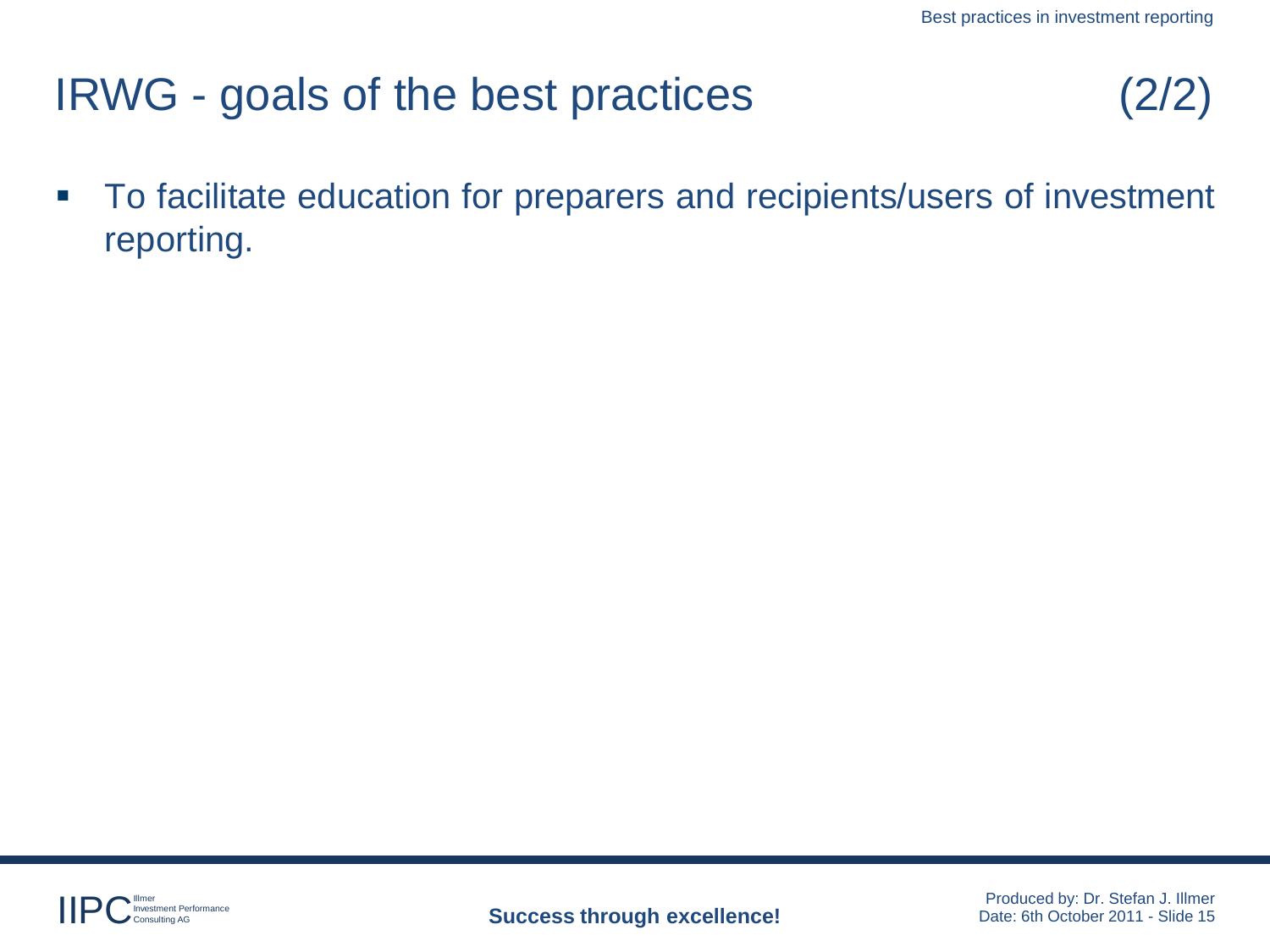# IRWG - goals of the best practices (2/2)

- To facilitate education for preparers and recipients/users of investment reporting.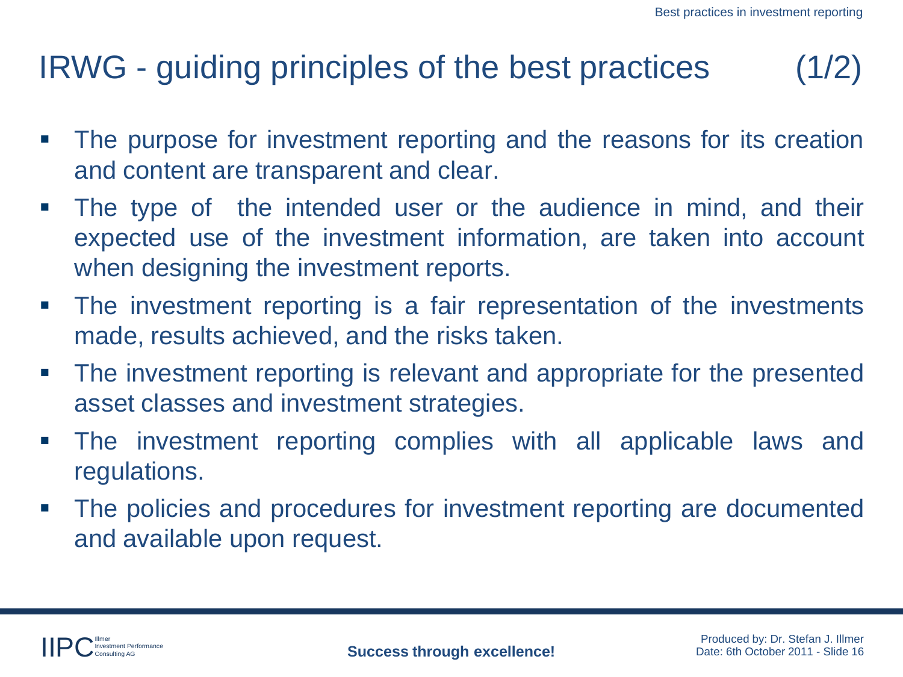# IRWG - guiding principles of the best practices (1/2)

- The purpose for investment reporting and the reasons for its creation and content are transparent and clear.
- The type of the intended user or the audience in mind, and their expected use of the investment information, are taken into account when designing the investment reports.
- The investment reporting is a fair representation of the investments made, results achieved, and the risks taken.
- The investment reporting is relevant and appropriate for the presented asset classes and investment strategies.
- The investment reporting complies with all applicable laws and regulations.
- The policies and procedures for investment reporting are documented and available upon request.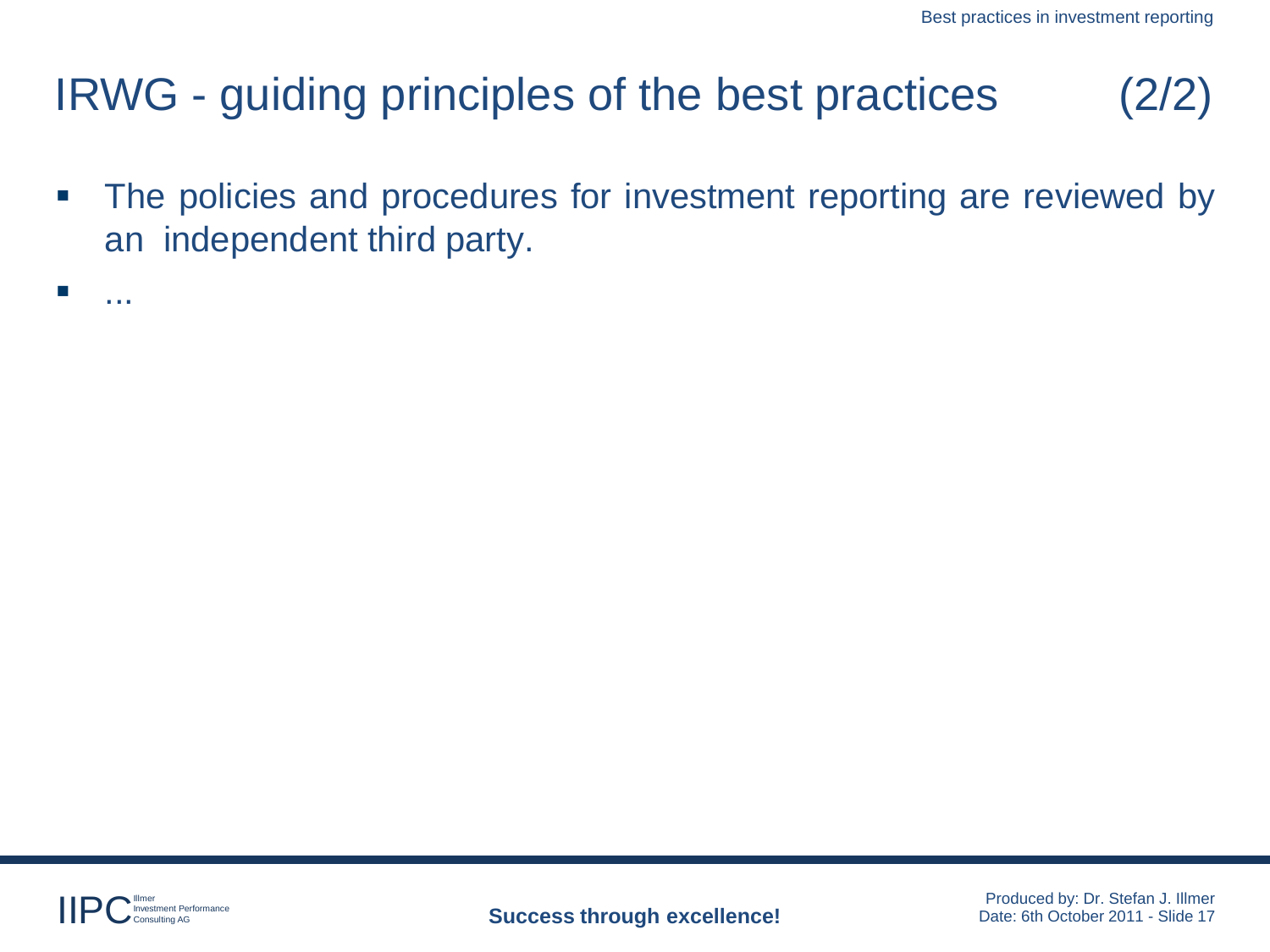# IRWG - guiding principles of the best practices (2/2)

- The policies and procedures for investment reporting are reviewed by an independent third party.
- ...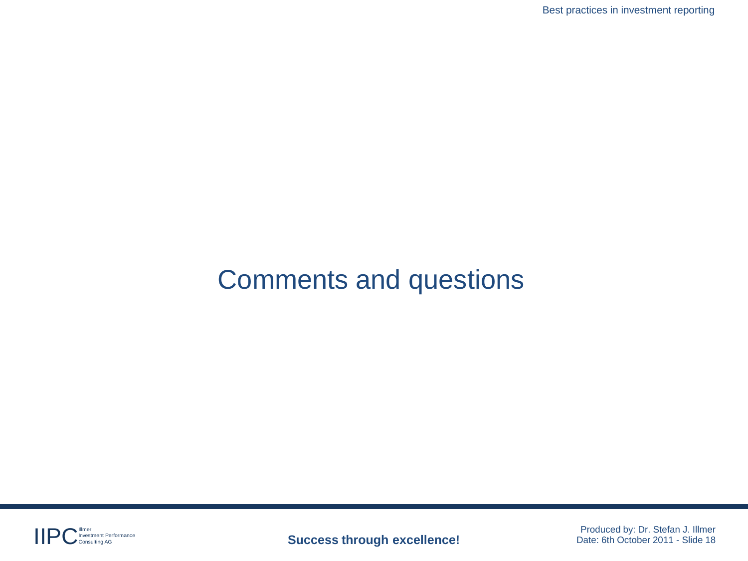# Comments and questions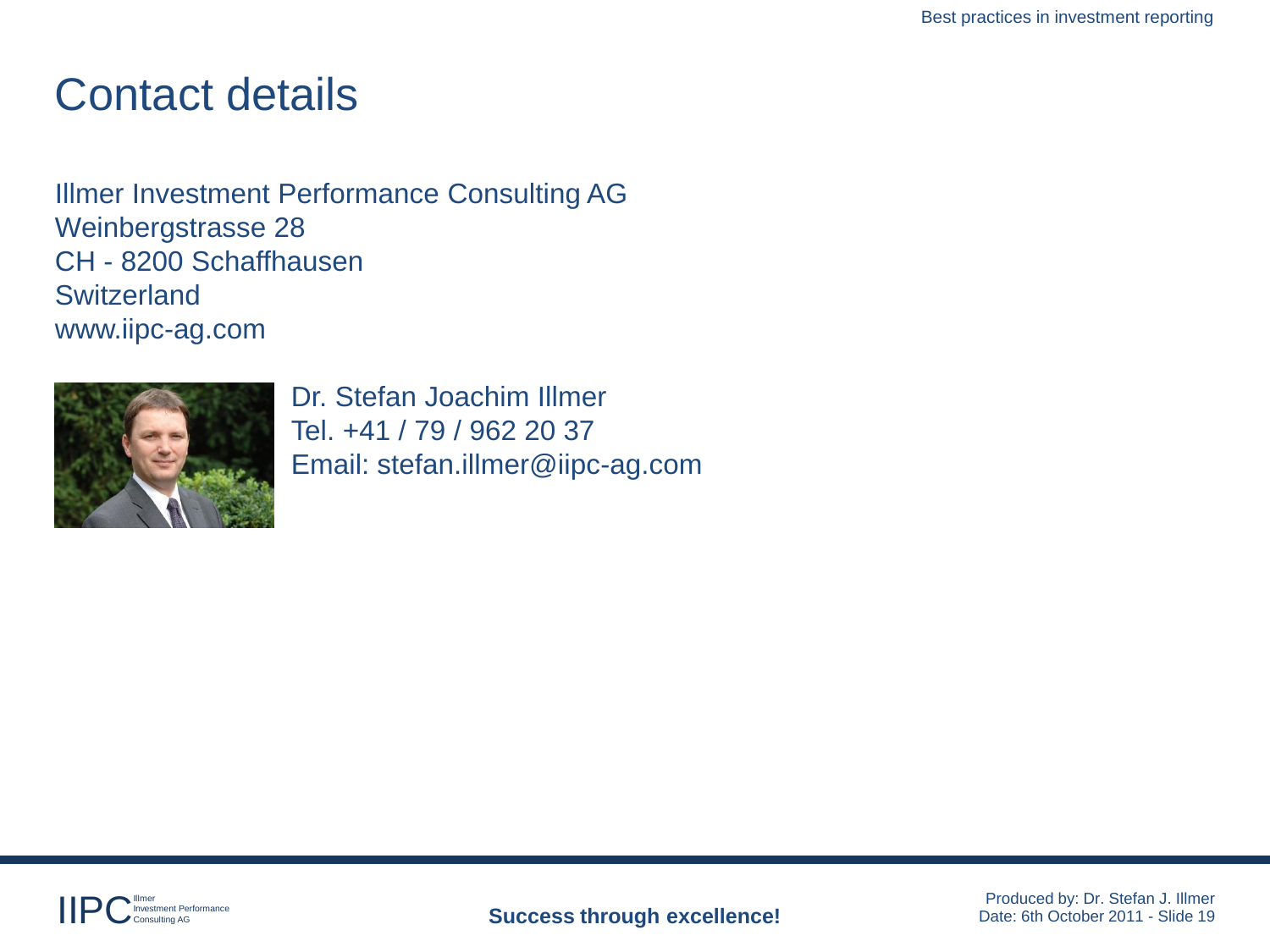# Contact details

Illmer Investment Performance Consulting AG
Weinbergstrasse 28
CH - 8200 Schaffhausen
Switzerland
www.iipc-ag.com

Dr. Stefan Joachim Illmer
Tel. +41 / 79 / 962 20 37
Email: stefan.illmer@iipc-ag.com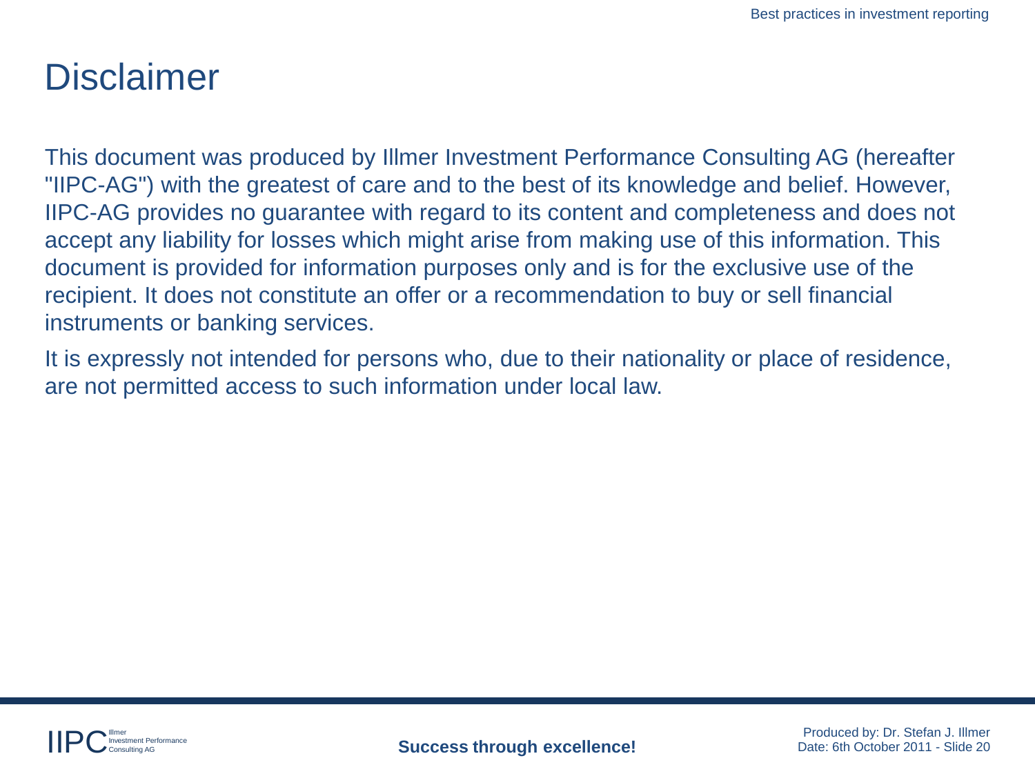# Disclaimer

This document was produced by Illmer Investment Performance Consulting AG (hereafter "IIPC-AG") with the greatest of care and to the best of its knowledge and belief. However, IIPC-AG provides no guarantee with regard to its content and completeness and does not accept any liability for losses which might arise from making use of this information. This document is provided for information purposes only and is for the exclusive use of the recipient. It does not constitute an offer or a recommendation to buy or sell financial instruments or banking services.

It is expressly not intended for persons who, due to their nationality or place of residence, are not permitted access to such information under local law.